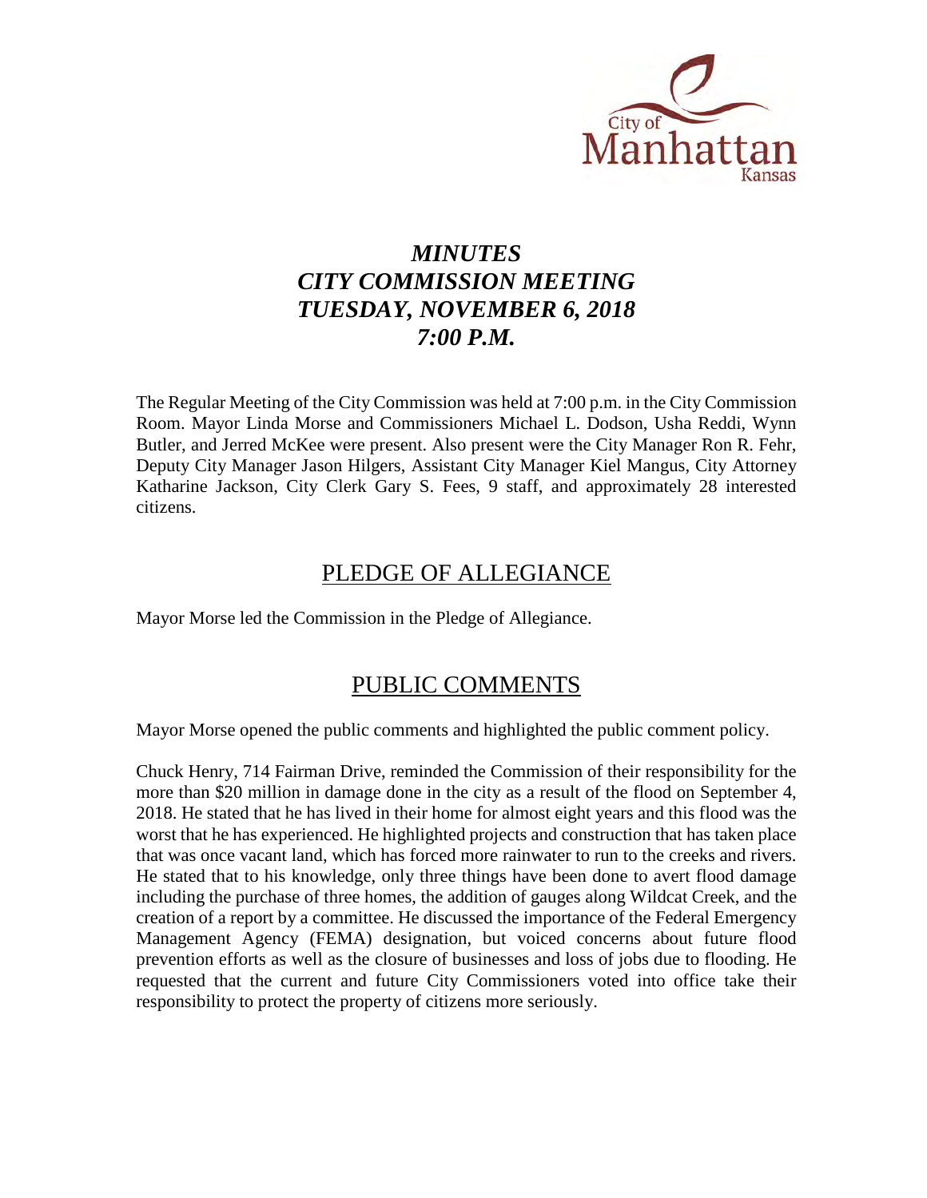City of Manhattan Kansas

# *MINUTES*
# *CITY COMMISSION MEETING*
# *TUESDAY, NOVEMBER 6, 2018*
# *7:00 P.M.*

The Regular Meeting of the City Commission was held at 7:00 p.m. in the City Commission Room. Mayor Linda Morse and Commissioners Michael L. Dodson, Usha Reddi, Wynn Butler, and Jerred McKee were present. Also present were the City Manager Ron R. Fehr, Deputy City Manager Jason Hilgers, Assistant City Manager Kiel Mangus, City Attorney Katharine Jackson, City Clerk Gary S. Fees, 9 staff, and approximately 28 interested citizens.

## PLEDGE OF ALLEGIANCE

Mayor Morse led the Commission in the Pledge of Allegiance.

## PUBLIC COMMENTS

Mayor Morse opened the public comments and highlighted the public comment policy.

Chuck Henry, 714 Fairman Drive, reminded the Commission of their responsibility for the more than $20 million in damage done in the city as a result of the flood on September 4, 2018. He stated that he has lived in their home for almost eight years and this flood was the worst that he has experienced. He highlighted projects and construction that has taken place that was once vacant land, which has forced more rainwater to run to the creeks and rivers. He stated that to his knowledge, only three things have been done to avert flood damage including the purchase of three homes, the addition of gauges along Wildcat Creek, and the creation of a report by a committee. He discussed the importance of the Federal Emergency Management Agency (FEMA) designation, but voiced concerns about future flood prevention efforts as well as the closure of businesses and loss of jobs due to flooding. He requested that the current and future City Commissioners voted into office take their responsibility to protect the property of citizens more seriously.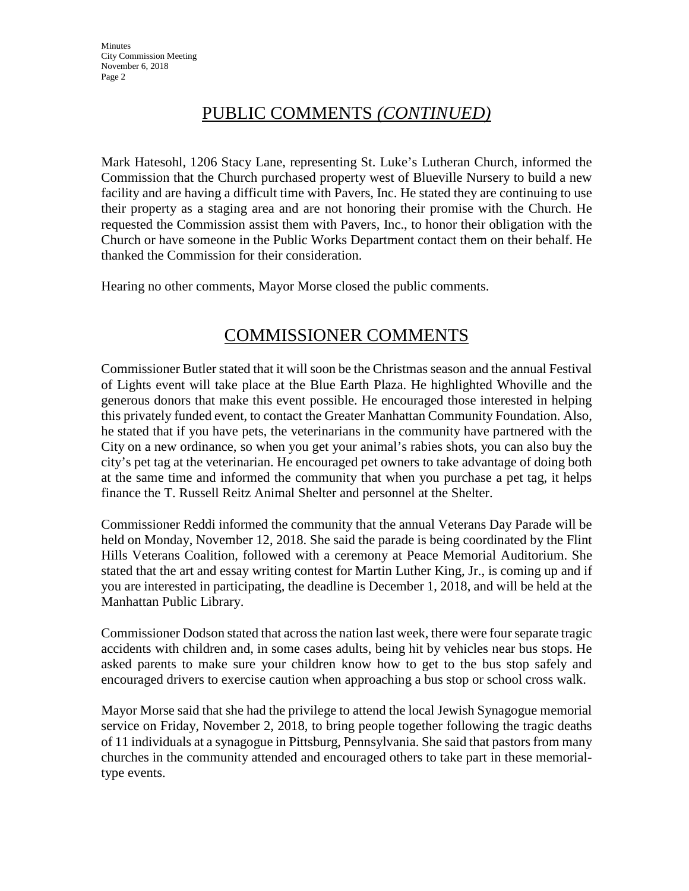## PUBLIC COMMENTS *(CONTINUED)*

Mark Hatesohl, 1206 Stacy Lane, representing St. Luke's Lutheran Church, informed the Commission that the Church purchased property west of Blueville Nursery to build a new facility and are having a difficult time with Pavers, Inc. He stated they are continuing to use their property as a staging area and are not honoring their promise with the Church. He requested the Commission assist them with Pavers, Inc., to honor their obligation with the Church or have someone in the Public Works Department contact them on their behalf. He thanked the Commission for their consideration.

Hearing no other comments, Mayor Morse closed the public comments.

## COMMISSIONER COMMENTS

Commissioner Butler stated that it will soon be the Christmas season and the annual Festival of Lights event will take place at the Blue Earth Plaza. He highlighted Whoville and the generous donors that make this event possible. He encouraged those interested in helping this privately funded event, to contact the Greater Manhattan Community Foundation. Also, he stated that if you have pets, the veterinarians in the community have partnered with the City on a new ordinance, so when you get your animal's rabies shots, you can also buy the city's pet tag at the veterinarian. He encouraged pet owners to take advantage of doing both at the same time and informed the community that when you purchase a pet tag, it helps finance the T. Russell Reitz Animal Shelter and personnel at the Shelter.

Commissioner Reddi informed the community that the annual Veterans Day Parade will be held on Monday, November 12, 2018. She said the parade is being coordinated by the Flint Hills Veterans Coalition, followed with a ceremony at Peace Memorial Auditorium. She stated that the art and essay writing contest for Martin Luther King, Jr., is coming up and if you are interested in participating, the deadline is December 1, 2018, and will be held at the Manhattan Public Library.

Commissioner Dodson stated that across the nation last week, there were four separate tragic accidents with children and, in some cases adults, being hit by vehicles near bus stops. He asked parents to make sure your children know how to get to the bus stop safely and encouraged drivers to exercise caution when approaching a bus stop or school cross walk.

Mayor Morse said that she had the privilege to attend the local Jewish Synagogue memorial service on Friday, November 2, 2018, to bring people together following the tragic deaths of 11 individuals at a synagogue in Pittsburg, Pennsylvania. She said that pastors from many churches in the community attended and encouraged others to take part in these memorial-type events.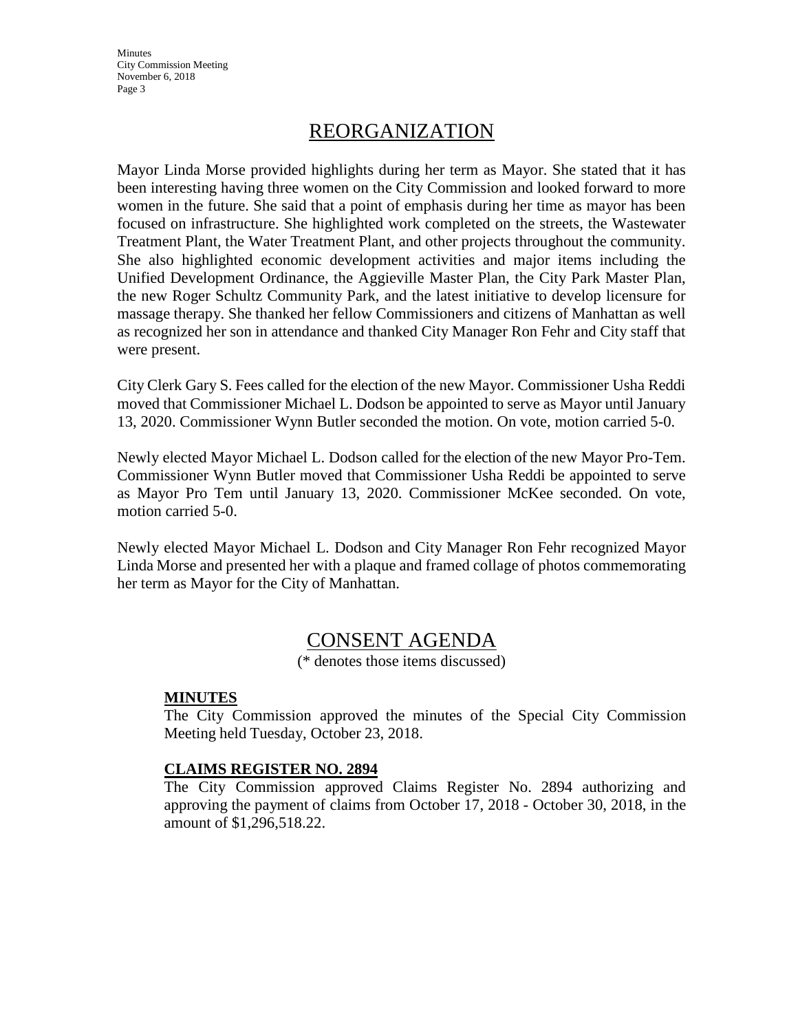## REORGANIZATION

Mayor Linda Morse provided highlights during her term as Mayor. She stated that it has been interesting having three women on the City Commission and looked forward to more women in the future. She said that a point of emphasis during her time as mayor has been focused on infrastructure. She highlighted work completed on the streets, the Wastewater Treatment Plant, the Water Treatment Plant, and other projects throughout the community. She also highlighted economic development activities and major items including the Unified Development Ordinance, the Aggieville Master Plan, the City Park Master Plan, the new Roger Schultz Community Park, and the latest initiative to develop licensure for massage therapy. She thanked her fellow Commissioners and citizens of Manhattan as well as recognized her son in attendance and thanked City Manager Ron Fehr and City staff that were present.

City Clerk Gary S. Fees called for the election of the new Mayor. Commissioner Usha Reddi moved that Commissioner Michael L. Dodson be appointed to serve as Mayor until January 13, 2020. Commissioner Wynn Butler seconded the motion. On vote, motion carried 5-0.

Newly elected Mayor Michael L. Dodson called for the election of the new Mayor Pro-Tem. Commissioner Wynn Butler moved that Commissioner Usha Reddi be appointed to serve as Mayor Pro Tem until January 13, 2020. Commissioner McKee seconded. On vote, motion carried 5-0.

Newly elected Mayor Michael L. Dodson and City Manager Ron Fehr recognized Mayor Linda Morse and presented her with a plaque and framed collage of photos commemorating her term as Mayor for the City of Manhattan.

## CONSENT AGENDA

(* denotes those items discussed)

**MINUTES**

The City Commission approved the minutes of the Special City Commission Meeting held Tuesday, October 23, 2018.

**CLAIMS REGISTER NO. 2894**

The City Commission approved Claims Register No. 2894 authorizing and approving the payment of claims from October 17, 2018 - October 30, 2018, in the amount of $1,296,518.22.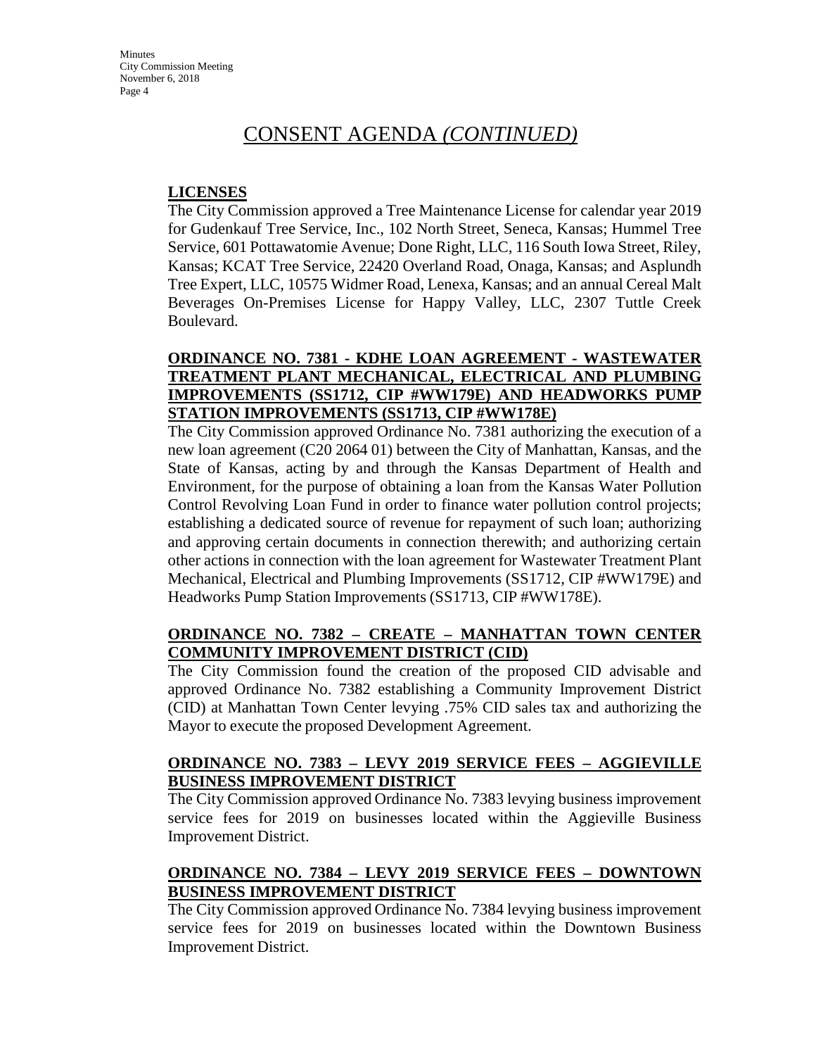# CONSENT AGENDA *(CONTINUED)*

**LICENSES**

The City Commission approved a Tree Maintenance License for calendar year 2019 for Gudenkauf Tree Service, Inc., 102 North Street, Seneca, Kansas; Hummel Tree Service, 601 Pottawatomie Avenue; Done Right, LLC, 116 South Iowa Street, Riley, Kansas; KCAT Tree Service, 22420 Overland Road, Onaga, Kansas; and Asplundh Tree Expert, LLC, 10575 Widmer Road, Lenexa, Kansas; and an annual Cereal Malt Beverages On-Premises License for Happy Valley, LLC, 2307 Tuttle Creek Boulevard.

**ORDINANCE NO. 7381 - KDHE LOAN AGREEMENT - WASTEWATER TREATMENT PLANT MECHANICAL, ELECTRICAL AND PLUMBING IMPROVEMENTS (SS1712, CIP #WW179E) AND HEADWORKS PUMP STATION IMPROVEMENTS (SS1713, CIP #WW178E)**

The City Commission approved Ordinance No. 7381 authorizing the execution of a new loan agreement (C20 2064 01) between the City of Manhattan, Kansas, and the State of Kansas, acting by and through the Kansas Department of Health and Environment, for the purpose of obtaining a loan from the Kansas Water Pollution Control Revolving Loan Fund in order to finance water pollution control projects; establishing a dedicated source of revenue for repayment of such loan; authorizing and approving certain documents in connection therewith; and authorizing certain other actions in connection with the loan agreement for Wastewater Treatment Plant Mechanical, Electrical and Plumbing Improvements (SS1712, CIP #WW179E) and Headworks Pump Station Improvements (SS1713, CIP #WW178E).

**ORDINANCE NO. 7382 – CREATE – MANHATTAN TOWN CENTER COMMUNITY IMPROVEMENT DISTRICT (CID)**

The City Commission found the creation of the proposed CID advisable and approved Ordinance No. 7382 establishing a Community Improvement District (CID) at Manhattan Town Center levying .75% CID sales tax and authorizing the Mayor to execute the proposed Development Agreement.

**ORDINANCE NO. 7383 – LEVY 2019 SERVICE FEES – AGGIEVILLE BUSINESS IMPROVEMENT DISTRICT**

The City Commission approved Ordinance No. 7383 levying business improvement service fees for 2019 on businesses located within the Aggieville Business Improvement District.

**ORDINANCE NO. 7384 – LEVY 2019 SERVICE FEES – DOWNTOWN BUSINESS IMPROVEMENT DISTRICT**

The City Commission approved Ordinance No. 7384 levying business improvement service fees for 2019 on businesses located within the Downtown Business Improvement District.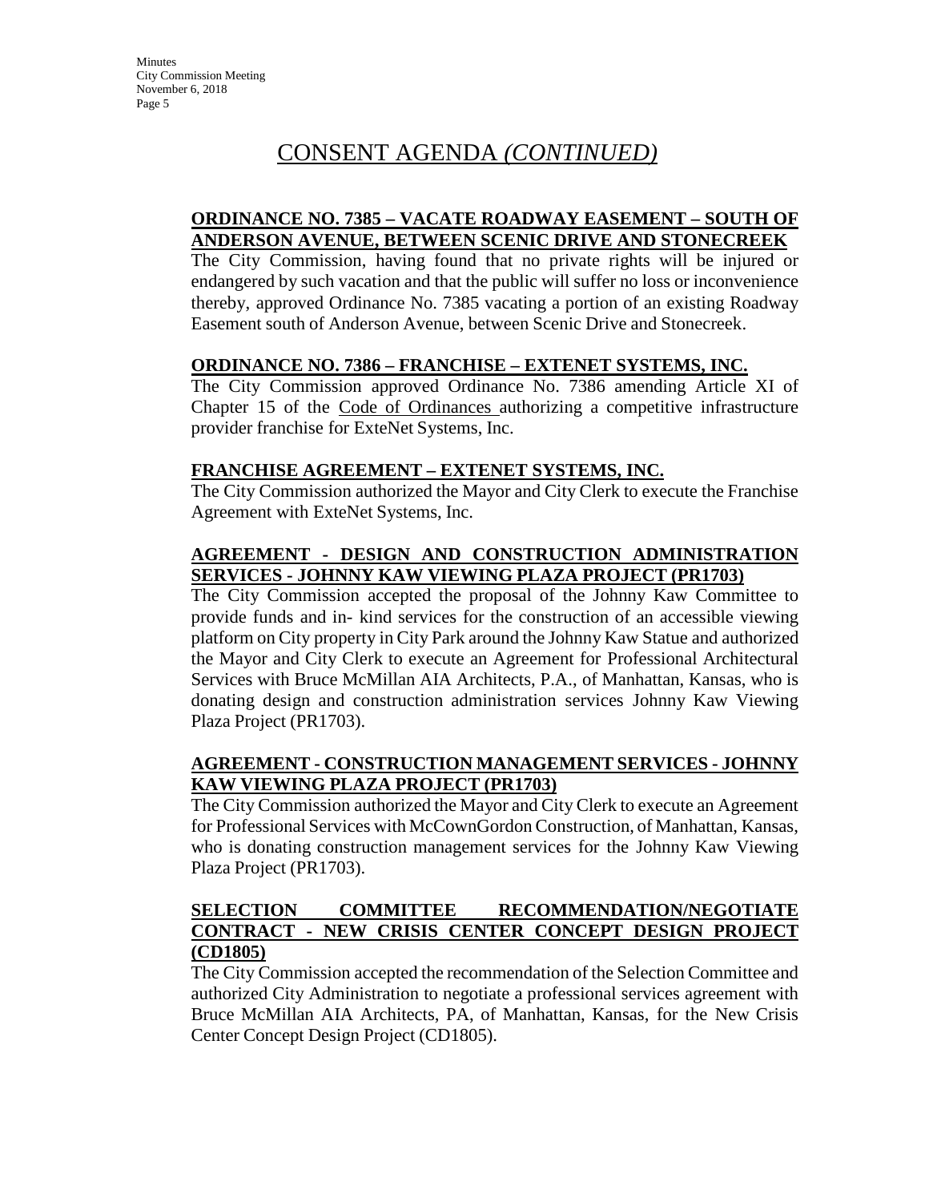# CONSENT AGENDA *(CONTINUED)*

**ORDINANCE NO. 7385 – VACATE ROADWAY EASEMENT – SOUTH OF ANDERSON AVENUE, BETWEEN SCENIC DRIVE AND STONECREEK**

The City Commission, having found that no private rights will be injured or endangered by such vacation and that the public will suffer no loss or inconvenience thereby, approved Ordinance No. 7385 vacating a portion of an existing Roadway Easement south of Anderson Avenue, between Scenic Drive and Stonecreek.

**ORDINANCE NO. 7386 – FRANCHISE – EXTENET SYSTEMS, INC.**

The City Commission approved Ordinance No. 7386 amending Article XI of Chapter 15 of the Code of Ordinances authorizing a competitive infrastructure provider franchise for ExteNet Systems, Inc.

**FRANCHISE AGREEMENT – EXTENET SYSTEMS, INC.**

The City Commission authorized the Mayor and City Clerk to execute the Franchise Agreement with ExteNet Systems, Inc.

**AGREEMENT - DESIGN AND CONSTRUCTION ADMINISTRATION SERVICES - JOHNNY KAW VIEWING PLAZA PROJECT (PR1703)**

The City Commission accepted the proposal of the Johnny Kaw Committee to provide funds and in- kind services for the construction of an accessible viewing platform on City property in City Park around the Johnny Kaw Statue and authorized the Mayor and City Clerk to execute an Agreement for Professional Architectural Services with Bruce McMillan AIA Architects, P.A., of Manhattan, Kansas, who is donating design and construction administration services Johnny Kaw Viewing Plaza Project (PR1703).

**AGREEMENT - CONSTRUCTION MANAGEMENT SERVICES - JOHNNY KAW VIEWING PLAZA PROJECT (PR1703)**

The City Commission authorized the Mayor and City Clerk to execute an Agreement for Professional Services with McCownGordon Construction, of Manhattan, Kansas, who is donating construction management services for the Johnny Kaw Viewing Plaza Project (PR1703).

**SELECTION COMMITTEE RECOMMENDATION/NEGOTIATE CONTRACT - NEW CRISIS CENTER CONCEPT DESIGN PROJECT (CD1805)**

The City Commission accepted the recommendation of the Selection Committee and authorized City Administration to negotiate a professional services agreement with Bruce McMillan AIA Architects, PA, of Manhattan, Kansas, for the New Crisis Center Concept Design Project (CD1805).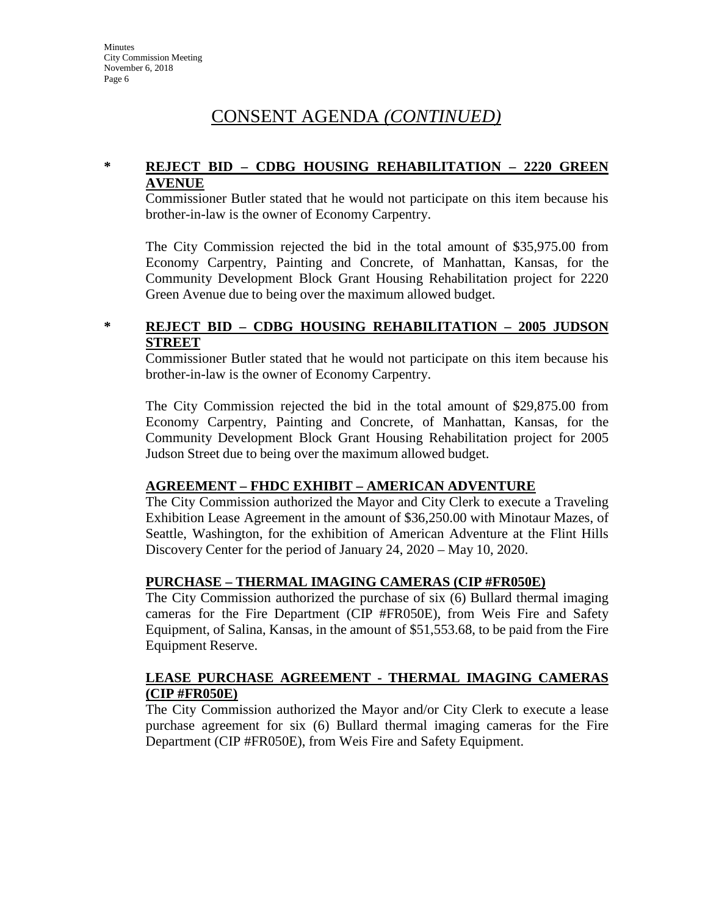# CONSENT AGENDA *(CONTINUED)*

**\* REJECT BID – CDBG HOUSING REHABILITATION – 2220 GREEN AVENUE**

Commissioner Butler stated that he would not participate on this item because his brother-in-law is the owner of Economy Carpentry.

The City Commission rejected the bid in the total amount of $35,975.00 from Economy Carpentry, Painting and Concrete, of Manhattan, Kansas, for the Community Development Block Grant Housing Rehabilitation project for 2220 Green Avenue due to being over the maximum allowed budget.

**\* REJECT BID – CDBG HOUSING REHABILITATION – 2005 JUDSON STREET**

Commissioner Butler stated that he would not participate on this item because his brother-in-law is the owner of Economy Carpentry.

The City Commission rejected the bid in the total amount of $29,875.00 from Economy Carpentry, Painting and Concrete, of Manhattan, Kansas, for the Community Development Block Grant Housing Rehabilitation project for 2005 Judson Street due to being over the maximum allowed budget.

**AGREEMENT – FHDC EXHIBIT – AMERICAN ADVENTURE**

The City Commission authorized the Mayor and City Clerk to execute a Traveling Exhibition Lease Agreement in the amount of $36,250.00 with Minotaur Mazes, of Seattle, Washington, for the exhibition of American Adventure at the Flint Hills Discovery Center for the period of January 24, 2020 – May 10, 2020.

**PURCHASE – THERMAL IMAGING CAMERAS (CIP #FR050E)**

The City Commission authorized the purchase of six (6) Bullard thermal imaging cameras for the Fire Department (CIP #FR050E), from Weis Fire and Safety Equipment, of Salina, Kansas, in the amount of $51,553.68, to be paid from the Fire Equipment Reserve.

**LEASE PURCHASE AGREEMENT - THERMAL IMAGING CAMERAS (CIP #FR050E)**

The City Commission authorized the Mayor and/or City Clerk to execute a lease purchase agreement for six (6) Bullard thermal imaging cameras for the Fire Department (CIP #FR050E), from Weis Fire and Safety Equipment.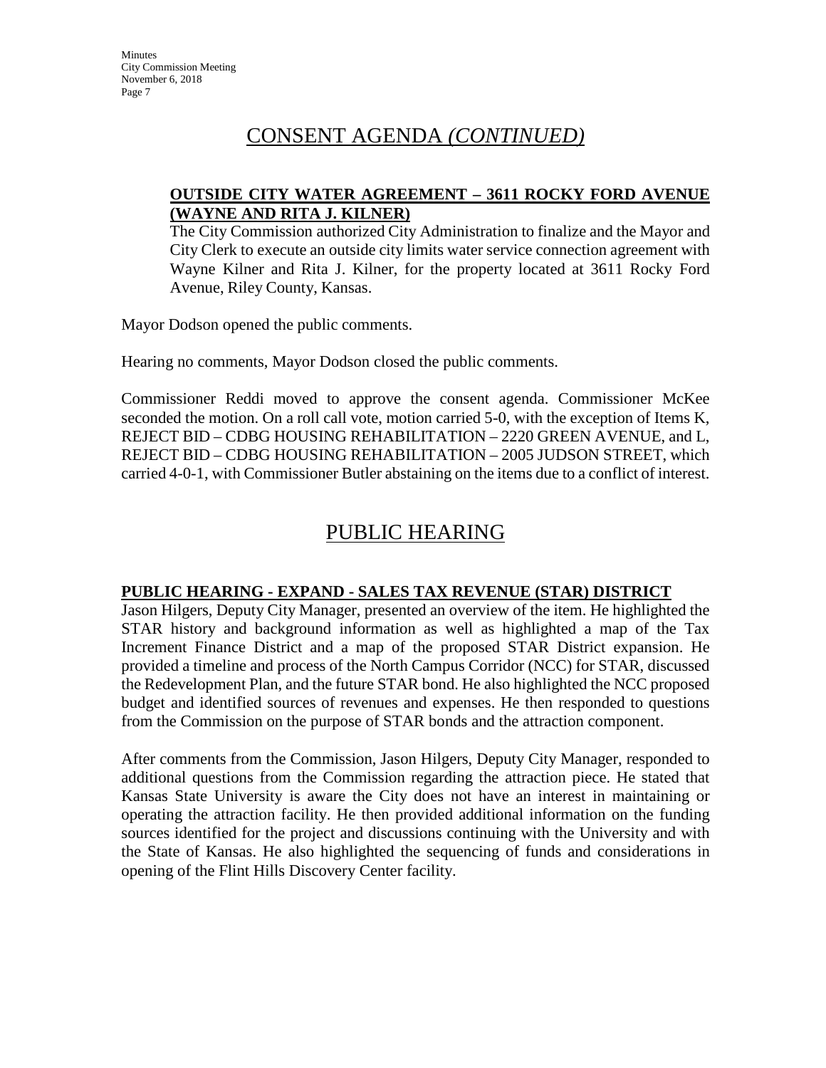## CONSENT AGENDA *(CONTINUED)*

**OUTSIDE CITY WATER AGREEMENT – 3611 ROCKY FORD AVENUE (WAYNE AND RITA J. KILNER)**

The City Commission authorized City Administration to finalize and the Mayor and City Clerk to execute an outside city limits water service connection agreement with Wayne Kilner and Rita J. Kilner, for the property located at 3611 Rocky Ford Avenue, Riley County, Kansas.

Mayor Dodson opened the public comments.

Hearing no comments, Mayor Dodson closed the public comments.

Commissioner Reddi moved to approve the consent agenda. Commissioner McKee seconded the motion. On a roll call vote, motion carried 5-0, with the exception of Items K, REJECT BID – CDBG HOUSING REHABILITATION – 2220 GREEN AVENUE, and L, REJECT BID – CDBG HOUSING REHABILITATION – 2005 JUDSON STREET, which carried 4-0-1, with Commissioner Butler abstaining on the items due to a conflict of interest.

## PUBLIC HEARING

**PUBLIC HEARING - EXPAND - SALES TAX REVENUE (STAR) DISTRICT**

Jason Hilgers, Deputy City Manager, presented an overview of the item. He highlighted the STAR history and background information as well as highlighted a map of the Tax Increment Finance District and a map of the proposed STAR District expansion. He provided a timeline and process of the North Campus Corridor (NCC) for STAR, discussed the Redevelopment Plan, and the future STAR bond. He also highlighted the NCC proposed budget and identified sources of revenues and expenses. He then responded to questions from the Commission on the purpose of STAR bonds and the attraction component.

After comments from the Commission, Jason Hilgers, Deputy City Manager, responded to additional questions from the Commission regarding the attraction piece. He stated that Kansas State University is aware the City does not have an interest in maintaining or operating the attraction facility. He then provided additional information on the funding sources identified for the project and discussions continuing with the University and with the State of Kansas. He also highlighted the sequencing of funds and considerations in opening of the Flint Hills Discovery Center facility.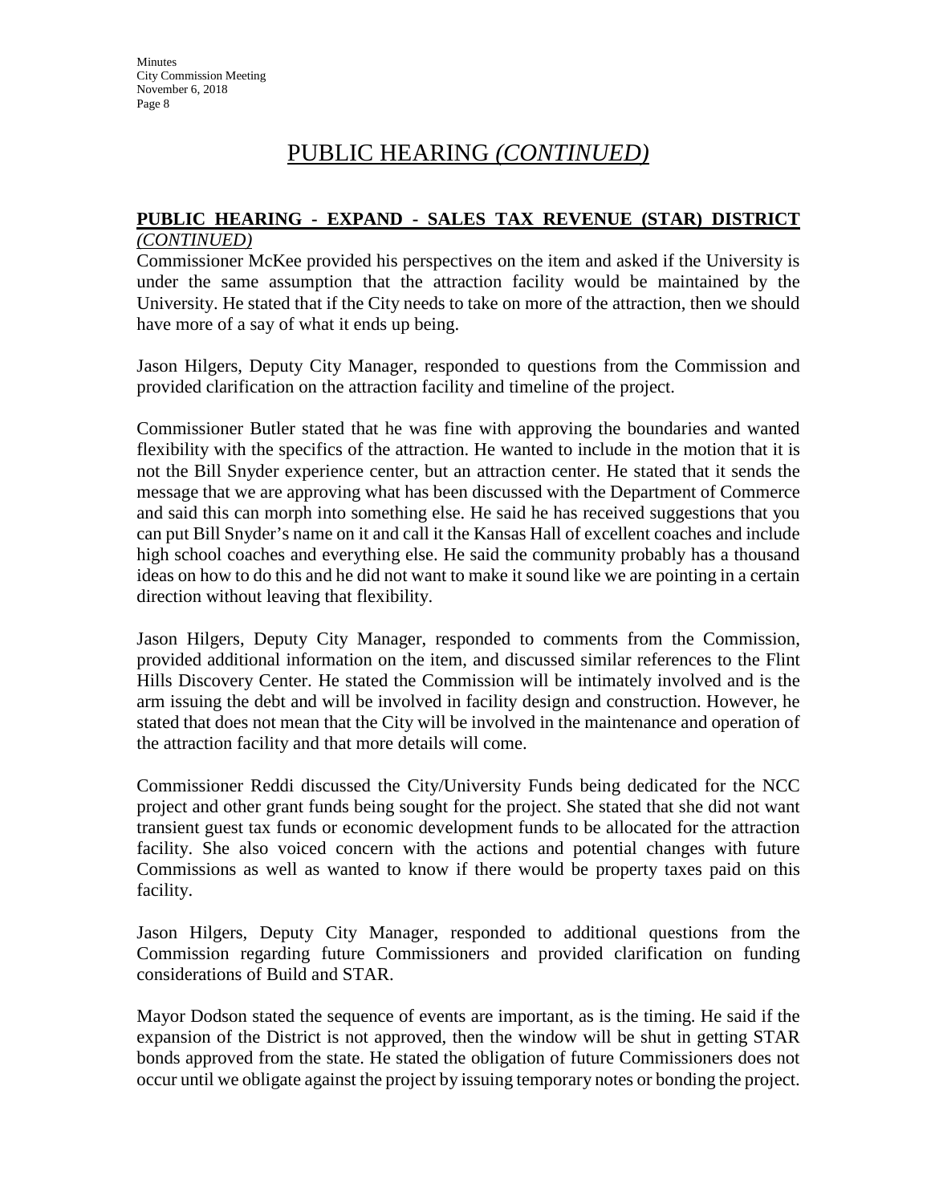# PUBLIC HEARING *(CONTINUED)*

**PUBLIC HEARING - EXPAND - SALES TAX REVENUE (STAR) DISTRICT** *(CONTINUED)*

Commissioner McKee provided his perspectives on the item and asked if the University is under the same assumption that the attraction facility would be maintained by the University. He stated that if the City needs to take on more of the attraction, then we should have more of a say of what it ends up being.

Jason Hilgers, Deputy City Manager, responded to questions from the Commission and provided clarification on the attraction facility and timeline of the project.

Commissioner Butler stated that he was fine with approving the boundaries and wanted flexibility with the specifics of the attraction. He wanted to include in the motion that it is not the Bill Snyder experience center, but an attraction center. He stated that it sends the message that we are approving what has been discussed with the Department of Commerce and said this can morph into something else. He said he has received suggestions that you can put Bill Snyder's name on it and call it the Kansas Hall of excellent coaches and include high school coaches and everything else. He said the community probably has a thousand ideas on how to do this and he did not want to make it sound like we are pointing in a certain direction without leaving that flexibility.

Jason Hilgers, Deputy City Manager, responded to comments from the Commission, provided additional information on the item, and discussed similar references to the Flint Hills Discovery Center. He stated the Commission will be intimately involved and is the arm issuing the debt and will be involved in facility design and construction. However, he stated that does not mean that the City will be involved in the maintenance and operation of the attraction facility and that more details will come.

Commissioner Reddi discussed the City/University Funds being dedicated for the NCC project and other grant funds being sought for the project. She stated that she did not want transient guest tax funds or economic development funds to be allocated for the attraction facility. She also voiced concern with the actions and potential changes with future Commissions as well as wanted to know if there would be property taxes paid on this facility.

Jason Hilgers, Deputy City Manager, responded to additional questions from the Commission regarding future Commissioners and provided clarification on funding considerations of Build and STAR.

Mayor Dodson stated the sequence of events are important, as is the timing. He said if the expansion of the District is not approved, then the window will be shut in getting STAR bonds approved from the state. He stated the obligation of future Commissioners does not occur until we obligate against the project by issuing temporary notes or bonding the project.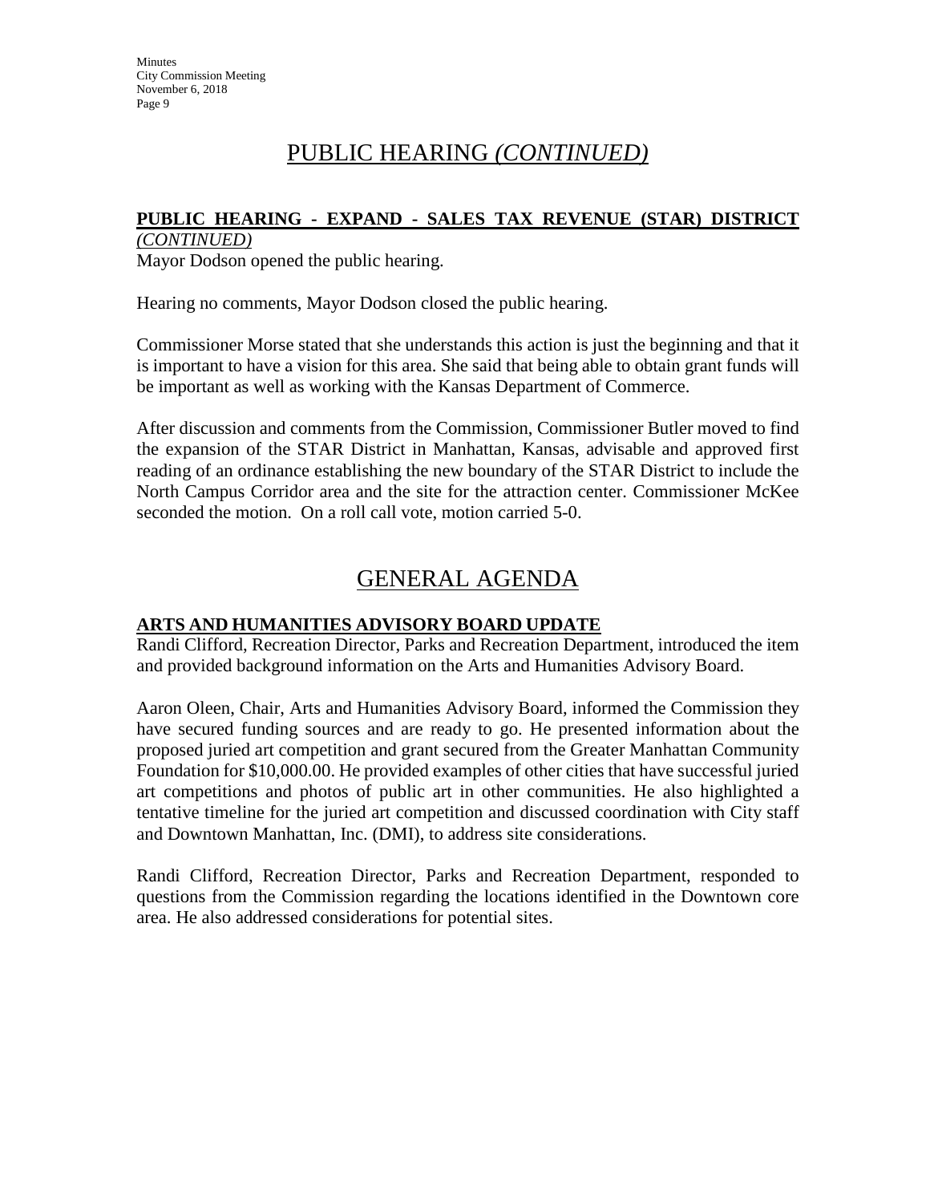# PUBLIC HEARING *(CONTINUED)*

**PUBLIC HEARING - EXPAND - SALES TAX REVENUE (STAR) DISTRICT** *(CONTINUED)*

Mayor Dodson opened the public hearing.

Hearing no comments, Mayor Dodson closed the public hearing.

Commissioner Morse stated that she understands this action is just the beginning and that it is important to have a vision for this area. She said that being able to obtain grant funds will be important as well as working with the Kansas Department of Commerce.

After discussion and comments from the Commission, Commissioner Butler moved to find the expansion of the STAR District in Manhattan, Kansas, advisable and approved first reading of an ordinance establishing the new boundary of the STAR District to include the North Campus Corridor area and the site for the attraction center. Commissioner McKee seconded the motion. On a roll call vote, motion carried 5-0.

# GENERAL AGENDA

**ARTS AND HUMANITIES ADVISORY BOARD UPDATE**

Randi Clifford, Recreation Director, Parks and Recreation Department, introduced the item and provided background information on the Arts and Humanities Advisory Board.

Aaron Oleen, Chair, Arts and Humanities Advisory Board, informed the Commission they have secured funding sources and are ready to go. He presented information about the proposed juried art competition and grant secured from the Greater Manhattan Community Foundation for $10,000.00. He provided examples of other cities that have successful juried art competitions and photos of public art in other communities. He also highlighted a tentative timeline for the juried art competition and discussed coordination with City staff and Downtown Manhattan, Inc. (DMI), to address site considerations.

Randi Clifford, Recreation Director, Parks and Recreation Department, responded to questions from the Commission regarding the locations identified in the Downtown core area. He also addressed considerations for potential sites.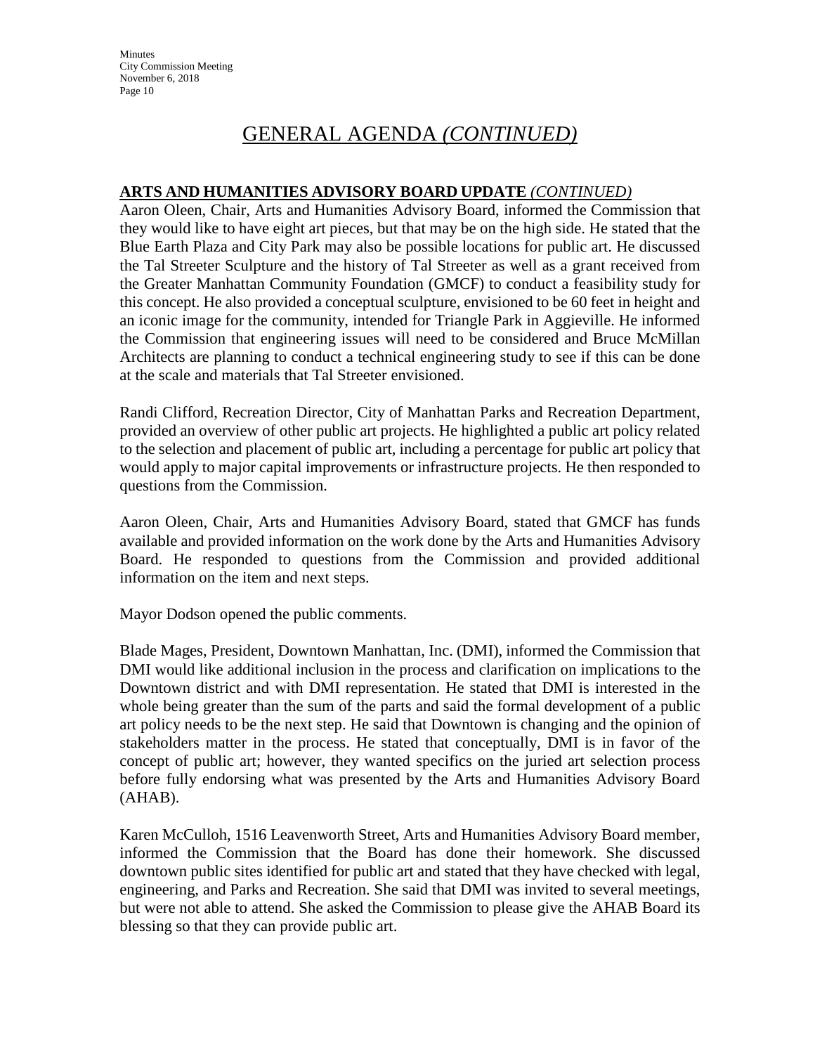# GENERAL AGENDA *(CONTINUED)*

**ARTS AND HUMANITIES ADVISORY BOARD UPDATE** *(CONTINUED)*

Aaron Oleen, Chair, Arts and Humanities Advisory Board, informed the Commission that they would like to have eight art pieces, but that may be on the high side. He stated that the Blue Earth Plaza and City Park may also be possible locations for public art. He discussed the Tal Streeter Sculpture and the history of Tal Streeter as well as a grant received from the Greater Manhattan Community Foundation (GMCF) to conduct a feasibility study for this concept. He also provided a conceptual sculpture, envisioned to be 60 feet in height and an iconic image for the community, intended for Triangle Park in Aggieville. He informed the Commission that engineering issues will need to be considered and Bruce McMillan Architects are planning to conduct a technical engineering study to see if this can be done at the scale and materials that Tal Streeter envisioned.

Randi Clifford, Recreation Director, City of Manhattan Parks and Recreation Department, provided an overview of other public art projects. He highlighted a public art policy related to the selection and placement of public art, including a percentage for public art policy that would apply to major capital improvements or infrastructure projects. He then responded to questions from the Commission.

Aaron Oleen, Chair, Arts and Humanities Advisory Board, stated that GMCF has funds available and provided information on the work done by the Arts and Humanities Advisory Board. He responded to questions from the Commission and provided additional information on the item and next steps.

Mayor Dodson opened the public comments.

Blade Mages, President, Downtown Manhattan, Inc. (DMI), informed the Commission that DMI would like additional inclusion in the process and clarification on implications to the Downtown district and with DMI representation. He stated that DMI is interested in the whole being greater than the sum of the parts and said the formal development of a public art policy needs to be the next step. He said that Downtown is changing and the opinion of stakeholders matter in the process. He stated that conceptually, DMI is in favor of the concept of public art; however, they wanted specifics on the juried art selection process before fully endorsing what was presented by the Arts and Humanities Advisory Board (AHAB).

Karen McCulloh, 1516 Leavenworth Street, Arts and Humanities Advisory Board member, informed the Commission that the Board has done their homework. She discussed downtown public sites identified for public art and stated that they have checked with legal, engineering, and Parks and Recreation. She said that DMI was invited to several meetings, but were not able to attend. She asked the Commission to please give the AHAB Board its blessing so that they can provide public art.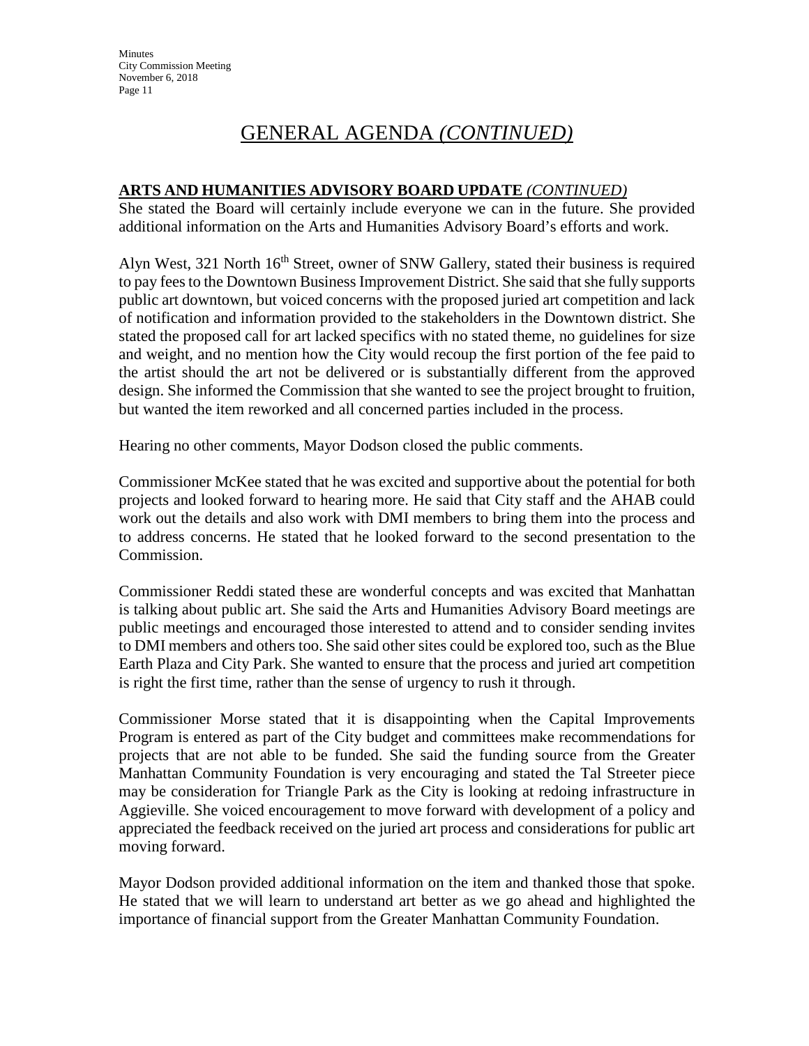# GENERAL AGENDA *(CONTINUED)*

**ARTS AND HUMANITIES ADVISORY BOARD UPDATE** *(CONTINUED)*

She stated the Board will certainly include everyone we can in the future. She provided additional information on the Arts and Humanities Advisory Board's efforts and work.

Alyn West, 321 North 16th Street, owner of SNW Gallery, stated their business is required to pay fees to the Downtown Business Improvement District. She said that she fully supports public art downtown, but voiced concerns with the proposed juried art competition and lack of notification and information provided to the stakeholders in the Downtown district. She stated the proposed call for art lacked specifics with no stated theme, no guidelines for size and weight, and no mention how the City would recoup the first portion of the fee paid to the artist should the art not be delivered or is substantially different from the approved design. She informed the Commission that she wanted to see the project brought to fruition, but wanted the item reworked and all concerned parties included in the process.

Hearing no other comments, Mayor Dodson closed the public comments.

Commissioner McKee stated that he was excited and supportive about the potential for both projects and looked forward to hearing more. He said that City staff and the AHAB could work out the details and also work with DMI members to bring them into the process and to address concerns. He stated that he looked forward to the second presentation to the Commission.

Commissioner Reddi stated these are wonderful concepts and was excited that Manhattan is talking about public art. She said the Arts and Humanities Advisory Board meetings are public meetings and encouraged those interested to attend and to consider sending invites to DMI members and others too. She said other sites could be explored too, such as the Blue Earth Plaza and City Park. She wanted to ensure that the process and juried art competition is right the first time, rather than the sense of urgency to rush it through.

Commissioner Morse stated that it is disappointing when the Capital Improvements Program is entered as part of the City budget and committees make recommendations for projects that are not able to be funded. She said the funding source from the Greater Manhattan Community Foundation is very encouraging and stated the Tal Streeter piece may be consideration for Triangle Park as the City is looking at redoing infrastructure in Aggieville. She voiced encouragement to move forward with development of a policy and appreciated the feedback received on the juried art process and considerations for public art moving forward.

Mayor Dodson provided additional information on the item and thanked those that spoke. He stated that we will learn to understand art better as we go ahead and highlighted the importance of financial support from the Greater Manhattan Community Foundation.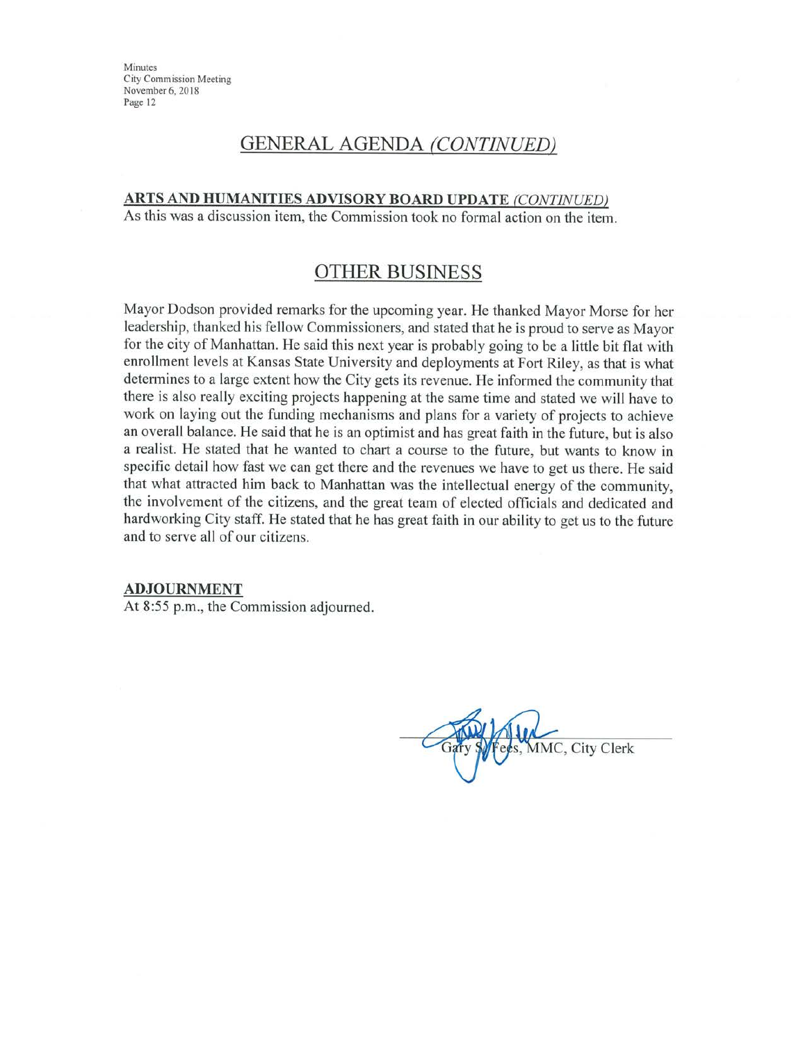## GENERAL AGENDA *(CONTINUED)*

**ARTS AND HUMANITIES ADVISORY BOARD UPDATE** *(CONTINUED)*

As this was a discussion item, the Commission took no formal action on the item.

## OTHER BUSINESS

Mayor Dodson provided remarks for the upcoming year. He thanked Mayor Morse for her leadership, thanked his fellow Commissioners, and stated that he is proud to serve as Mayor for the city of Manhattan. He said this next year is probably going to be a little bit flat with enrollment levels at Kansas State University and deployments at Fort Riley, as that is what determines to a large extent how the City gets its revenue. He informed the community that there is also really exciting projects happening at the same time and stated we will have to work on laying out the funding mechanisms and plans for a variety of projects to achieve an overall balance. He said that he is an optimist and has great faith in the future, but is also a realist. He stated that he wanted to chart a course to the future, but wants to know in specific detail how fast we can get there and the revenues we have to get us there. He said that what attracted him back to Manhattan was the intellectual energy of the community, the involvement of the citizens, and the great team of elected officials and dedicated and hardworking City staff. He stated that he has great faith in our ability to get us to the future and to serve all of our citizens.

**ADJOURNMENT**

At 8:55 p.m., the Commission adjourned.

Gary S. Fees, MMC, City Clerk